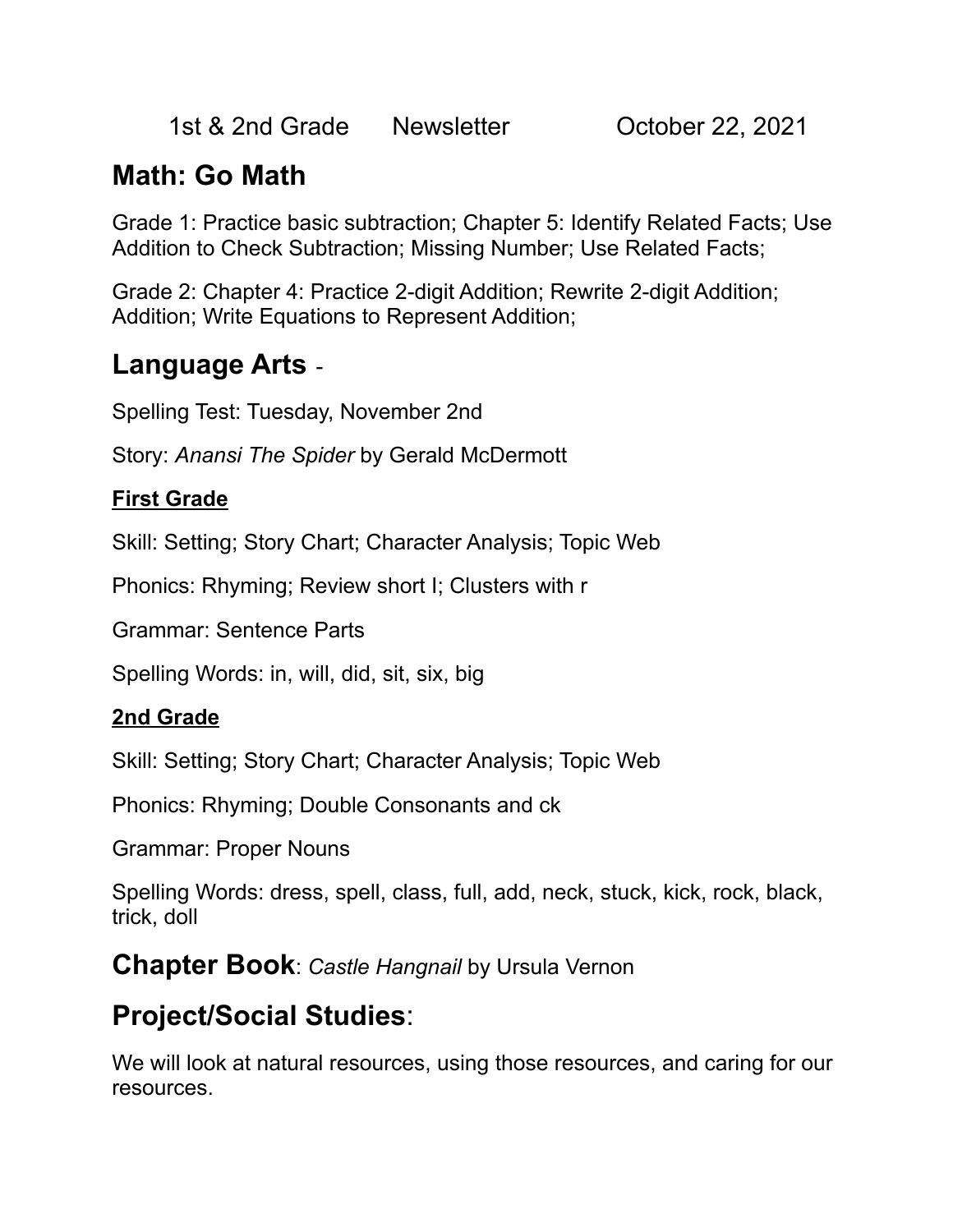1st & 2nd Grade Newsletter October 22, 2021

## Math: Go Math

Grade 1: Practice basic subtraction; Chapter 5: Identify Related Facts; Use Addition to Check Subtraction; Missing Number; Use Related Facts;

Grade 2: Chapter 4: Practice 2-digit Addition; Rewrite 2-digit Addition; Addition; Write Equations to Represent Addition;

## Language Arts -

Spelling Test: Tuesday, November 2nd

Story: *Anansi The Spider* by Gerald McDermott

### First Grade

Skill: Setting; Story Chart; Character Analysis; Topic Web

Phonics: Rhyming; Review short I; Clusters with r

Grammar: Sentence Parts

Spelling Words: in, will, did, sit, six, big

### 2nd Grade

Skill: Setting; Story Chart; Character Analysis; Topic Web

Phonics: Rhyming; Double Consonants and ck

Grammar: Proper Nouns

Spelling Words: dress, spell, class, full, add, neck, stuck, kick, rock, black, trick, doll

## Chapter Book: *Castle Hangnail* by Ursula Vernon

## Project/Social Studies:

We will look at natural resources, using those resources, and caring for our resources.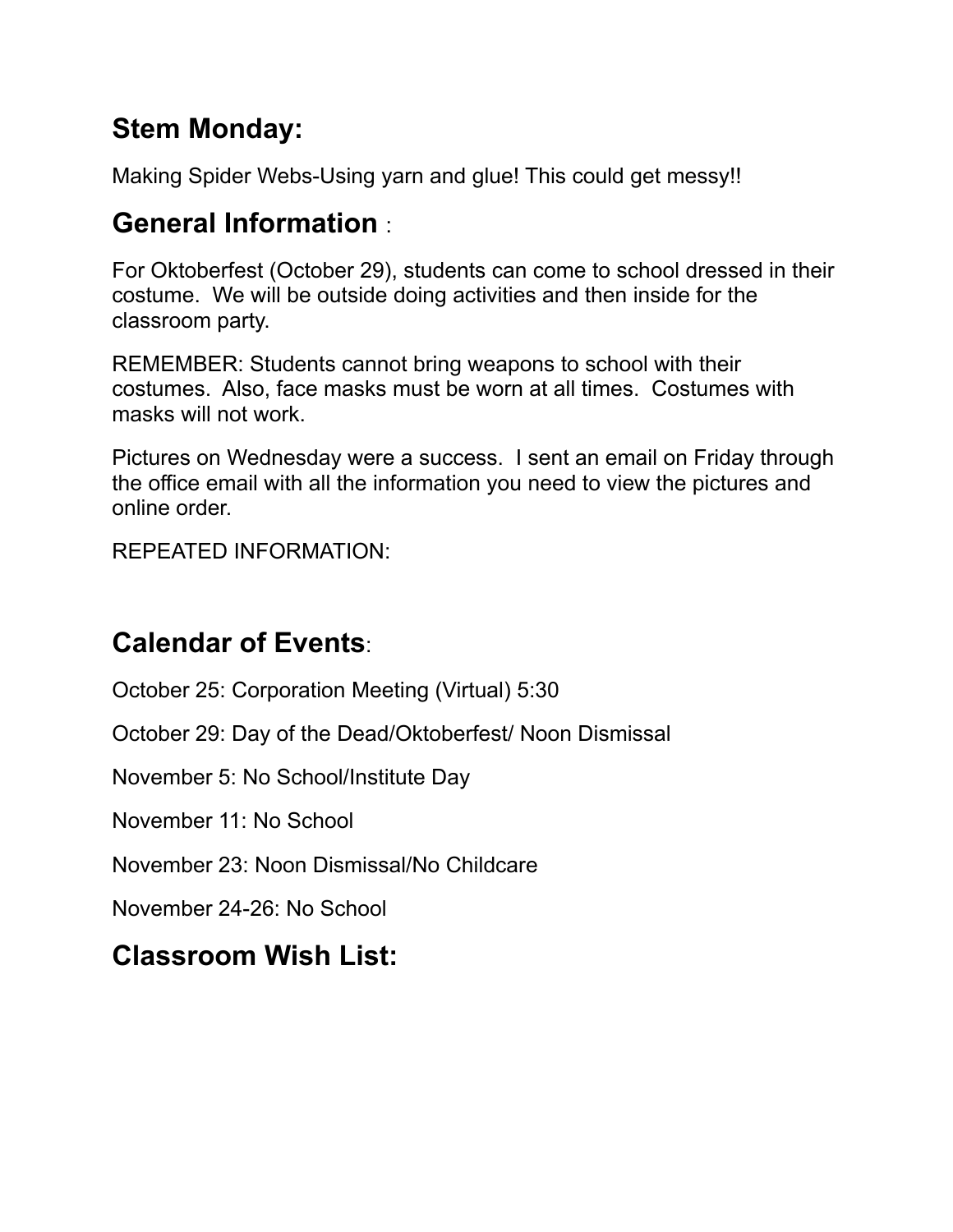## Stem Monday:

Making Spider Webs-Using yarn and glue! This could get messy!!

## General Information :

For Oktoberfest (October 29), students can come to school dressed in their costume. We will be outside doing activities and then inside for the classroom party.

REMEMBER: Students cannot bring weapons to school with their costumes. Also, face masks must be worn at all times. Costumes with masks will not work.

Pictures on Wednesday were a success. I sent an email on Friday through the office email with all the information you need to view the pictures and online order.

REPEATED INFORMATION:

## Calendar of Events:

October 25: Corporation Meeting (Virtual) 5:30

October 29: Day of the Dead/Oktoberfest/ Noon Dismissal

November 5: No School/Institute Day

November 11: No School

November 23: Noon Dismissal/No Childcare

November 24-26: No School

## Classroom Wish List: